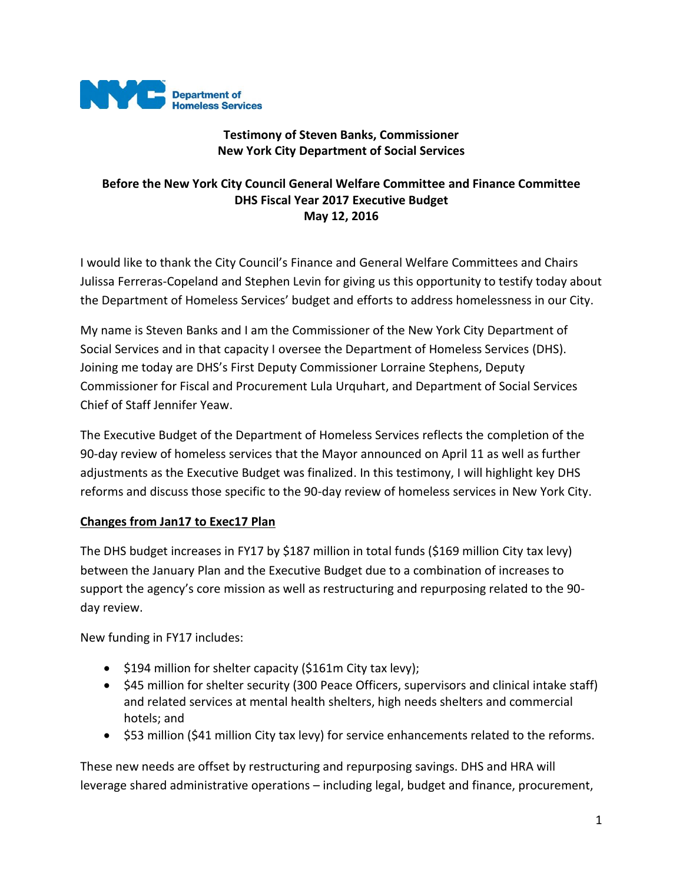NYC Department of Homeless Services

**Testimony of Steven Banks, Commissioner**
**New York City Department of Social Services**

**Before the New York City Council General Welfare Committee and Finance Committee**
**DHS Fiscal Year 2017 Executive Budget**
**May 12, 2016**

I would like to thank the City Council's Finance and General Welfare Committees and Chairs Julissa Ferreras-Copeland and Stephen Levin for giving us this opportunity to testify today about the Department of Homeless Services' budget and efforts to address homelessness in our City.

My name is Steven Banks and I am the Commissioner of the New York City Department of Social Services and in that capacity I oversee the Department of Homeless Services (DHS). Joining me today are DHS's First Deputy Commissioner Lorraine Stephens, Deputy Commissioner for Fiscal and Procurement Lula Urquhart, and Department of Social Services Chief of Staff Jennifer Yeaw.

The Executive Budget of the Department of Homeless Services reflects the completion of the 90-day review of homeless services that the Mayor announced on April 11 as well as further adjustments as the Executive Budget was finalized. In this testimony, I will highlight key DHS reforms and discuss those specific to the 90-day review of homeless services in New York City.

**Changes from Jan17 to Exec17 Plan**

The DHS budget increases in FY17 by $187 million in total funds ($169 million City tax levy) between the January Plan and the Executive Budget due to a combination of increases to support the agency's core mission as well as restructuring and repurposing related to the 90-day review.

New funding in FY17 includes:

- $194 million for shelter capacity ($161m City tax levy);
- $45 million for shelter security (300 Peace Officers, supervisors and clinical intake staff) and related services at mental health shelters, high needs shelters and commercial hotels; and
- $53 million ($41 million City tax levy) for service enhancements related to the reforms.

These new needs are offset by restructuring and repurposing savings. DHS and HRA will leverage shared administrative operations – including legal, budget and finance, procurement,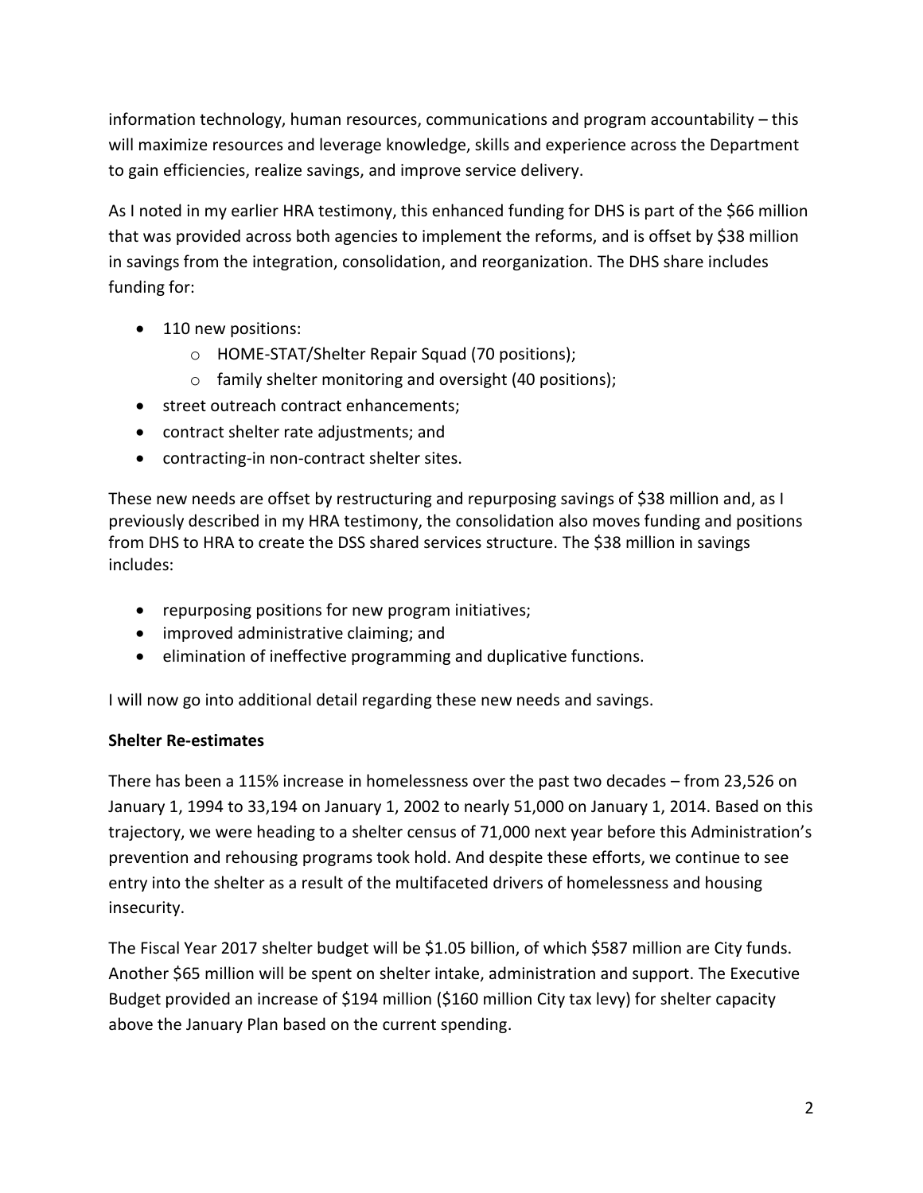information technology, human resources, communications and program accountability – this will maximize resources and leverage knowledge, skills and experience across the Department to gain efficiencies, realize savings, and improve service delivery.

As I noted in my earlier HRA testimony, this enhanced funding for DHS is part of the $66 million that was provided across both agencies to implement the reforms, and is offset by $38 million in savings from the integration, consolidation, and reorganization. The DHS share includes funding for:

- 110 new positions:
  - HOME-STAT/Shelter Repair Squad (70 positions);
  - family shelter monitoring and oversight (40 positions);
- street outreach contract enhancements;
- contract shelter rate adjustments; and
- contracting-in non-contract shelter sites.

These new needs are offset by restructuring and repurposing savings of $38 million and, as I previously described in my HRA testimony, the consolidation also moves funding and positions from DHS to HRA to create the DSS shared services structure. The $38 million in savings includes:

- repurposing positions for new program initiatives;
- improved administrative claiming; and
- elimination of ineffective programming and duplicative functions.

I will now go into additional detail regarding these new needs and savings.

**Shelter Re-estimates**

There has been a 115% increase in homelessness over the past two decades – from 23,526 on January 1, 1994 to 33,194 on January 1, 2002 to nearly 51,000 on January 1, 2014. Based on this trajectory, we were heading to a shelter census of 71,000 next year before this Administration's prevention and rehousing programs took hold. And despite these efforts, we continue to see entry into the shelter as a result of the multifaceted drivers of homelessness and housing insecurity.

The Fiscal Year 2017 shelter budget will be $1.05 billion, of which $587 million are City funds. Another $65 million will be spent on shelter intake, administration and support. The Executive Budget provided an increase of $194 million ($160 million City tax levy) for shelter capacity above the January Plan based on the current spending.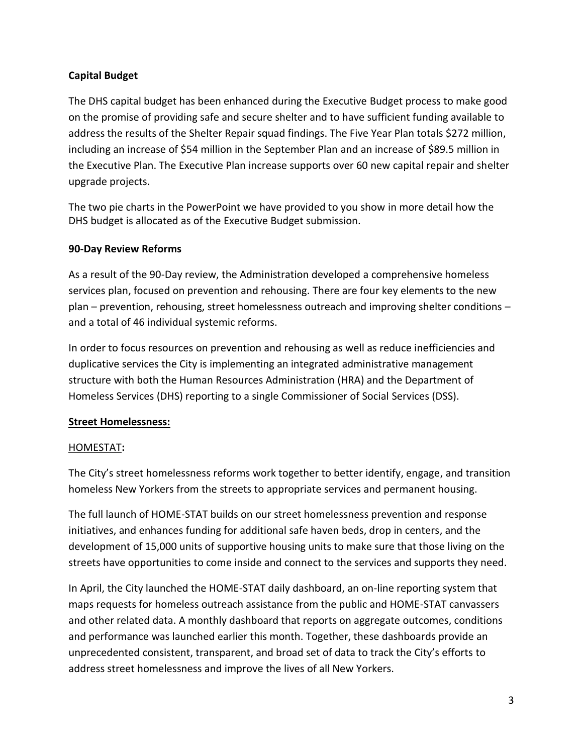**Capital Budget**

The DHS capital budget has been enhanced during the Executive Budget process to make good on the promise of providing safe and secure shelter and to have sufficient funding available to address the results of the Shelter Repair squad findings. The Five Year Plan totals $272 million, including an increase of $54 million in the September Plan and an increase of $89.5 million in the Executive Plan. The Executive Plan increase supports over 60 new capital repair and shelter upgrade projects.

The two pie charts in the PowerPoint we have provided to you show in more detail how the DHS budget is allocated as of the Executive Budget submission.

**90-Day Review Reforms**

As a result of the 90-Day review, the Administration developed a comprehensive homeless services plan, focused on prevention and rehousing. There are four key elements to the new plan – prevention, rehousing, street homelessness outreach and improving shelter conditions – and a total of 46 individual systemic reforms.

In order to focus resources on prevention and rehousing as well as reduce inefficiencies and duplicative services the City is implementing an integrated administrative management structure with both the Human Resources Administration (HRA) and the Department of Homeless Services (DHS) reporting to a single Commissioner of Social Services (DSS).

**Street Homelessness:**

HOMESTAT**:**

The City's street homelessness reforms work together to better identify, engage, and transition homeless New Yorkers from the streets to appropriate services and permanent housing.

The full launch of HOME-STAT builds on our street homelessness prevention and response initiatives, and enhances funding for additional safe haven beds, drop in centers, and the development of 15,000 units of supportive housing units to make sure that those living on the streets have opportunities to come inside and connect to the services and supports they need.

In April, the City launched the HOME-STAT daily dashboard, an on-line reporting system that maps requests for homeless outreach assistance from the public and HOME-STAT canvassers and other related data. A monthly dashboard that reports on aggregate outcomes, conditions and performance was launched earlier this month. Together, these dashboards provide an unprecedented consistent, transparent, and broad set of data to track the City's efforts to address street homelessness and improve the lives of all New Yorkers.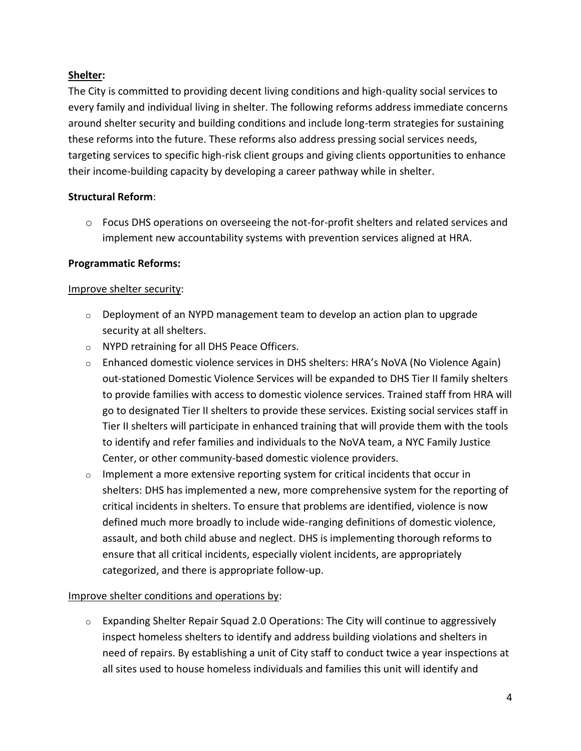**<u>Shelter</u>:**

The City is committed to providing decent living conditions and high-quality social services to every family and individual living in shelter. The following reforms address immediate concerns around shelter security and building conditions and include long-term strategies for sustaining these reforms into the future. These reforms also address pressing social services needs, targeting services to specific high-risk client groups and giving clients opportunities to enhance their income-building capacity by developing a career pathway while in shelter.

**Structural Reform**:

- Focus DHS operations on overseeing the not-for-profit shelters and related services and implement new accountability systems with prevention services aligned at HRA.

**Programmatic Reforms:**

<u>Improve shelter security</u>:

- Deployment of an NYPD management team to develop an action plan to upgrade security at all shelters.
- NYPD retraining for all DHS Peace Officers.
- Enhanced domestic violence services in DHS shelters: HRA's NoVA (No Violence Again) out-stationed Domestic Violence Services will be expanded to DHS Tier II family shelters to provide families with access to domestic violence services. Trained staff from HRA will go to designated Tier II shelters to provide these services. Existing social services staff in Tier II shelters will participate in enhanced training that will provide them with the tools to identify and refer families and individuals to the NoVA team, a NYC Family Justice Center, or other community-based domestic violence providers.
- Implement a more extensive reporting system for critical incidents that occur in shelters: DHS has implemented a new, more comprehensive system for the reporting of critical incidents in shelters. To ensure that problems are identified, violence is now defined much more broadly to include wide-ranging definitions of domestic violence, assault, and both child abuse and neglect. DHS is implementing thorough reforms to ensure that all critical incidents, especially violent incidents, are appropriately categorized, and there is appropriate follow-up.

<u>Improve shelter conditions and operations by</u>:

- Expanding Shelter Repair Squad 2.0 Operations: The City will continue to aggressively inspect homeless shelters to identify and address building violations and shelters in need of repairs. By establishing a unit of City staff to conduct twice a year inspections at all sites used to house homeless individuals and families this unit will identify and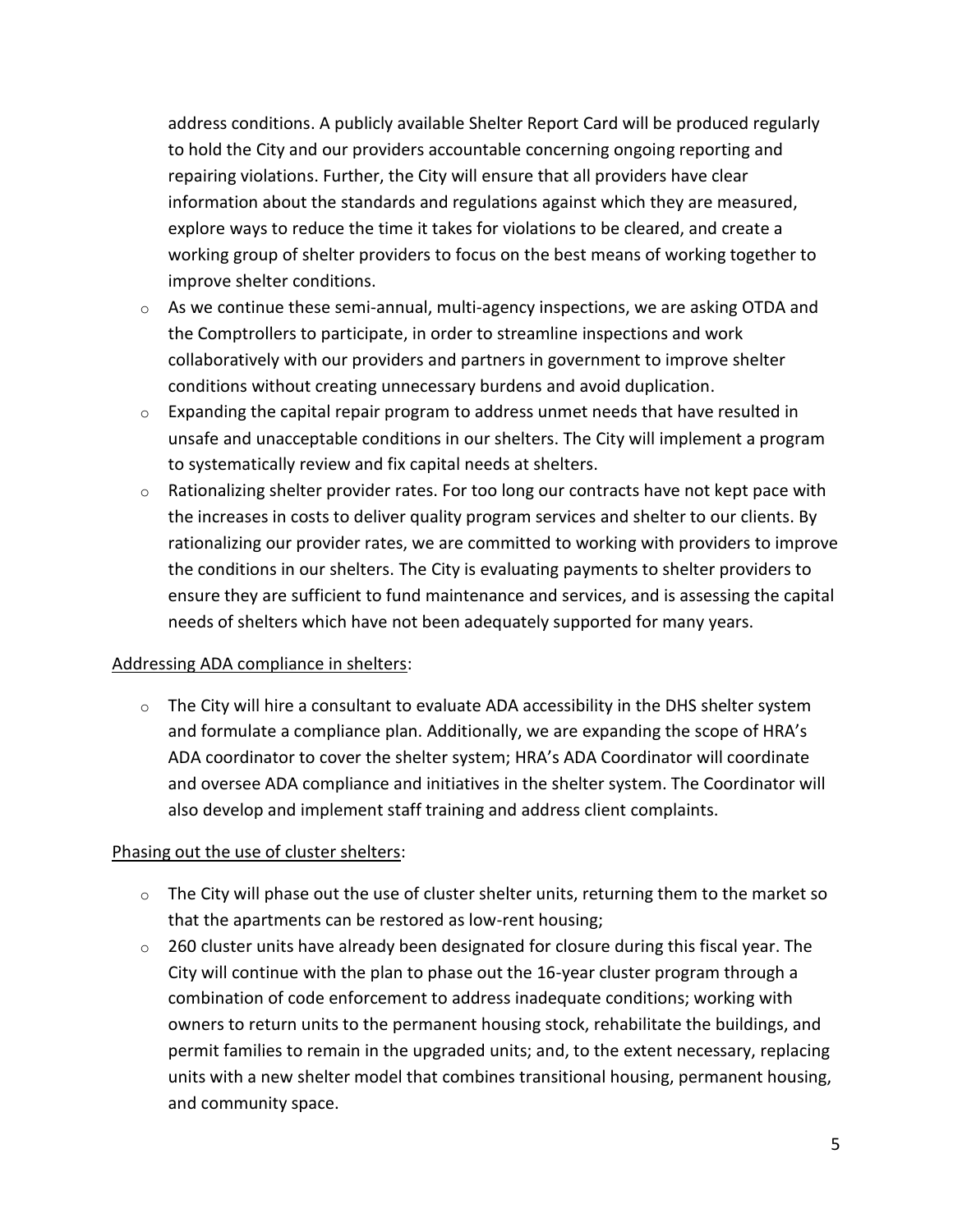address conditions. A publicly available Shelter Report Card will be produced regularly to hold the City and our providers accountable concerning ongoing reporting and repairing violations. Further, the City will ensure that all providers have clear information about the standards and regulations against which they are measured, explore ways to reduce the time it takes for violations to be cleared, and create a working group of shelter providers to focus on the best means of working together to improve shelter conditions.

- As we continue these semi-annual, multi-agency inspections, we are asking OTDA and the Comptrollers to participate, in order to streamline inspections and work collaboratively with our providers and partners in government to improve shelter conditions without creating unnecessary burdens and avoid duplication.
- Expanding the capital repair program to address unmet needs that have resulted in unsafe and unacceptable conditions in our shelters. The City will implement a program to systematically review and fix capital needs at shelters.
- Rationalizing shelter provider rates. For too long our contracts have not kept pace with the increases in costs to deliver quality program services and shelter to our clients. By rationalizing our provider rates, we are committed to working with providers to improve the conditions in our shelters. The City is evaluating payments to shelter providers to ensure they are sufficient to fund maintenance and services, and is assessing the capital needs of shelters which have not been adequately supported for many years.

Addressing ADA compliance in shelters:

- The City will hire a consultant to evaluate ADA accessibility in the DHS shelter system and formulate a compliance plan. Additionally, we are expanding the scope of HRA's ADA coordinator to cover the shelter system; HRA's ADA Coordinator will coordinate and oversee ADA compliance and initiatives in the shelter system. The Coordinator will also develop and implement staff training and address client complaints.

Phasing out the use of cluster shelters:

- The City will phase out the use of cluster shelter units, returning them to the market so that the apartments can be restored as low-rent housing;
- 260 cluster units have already been designated for closure during this fiscal year. The City will continue with the plan to phase out the 16-year cluster program through a combination of code enforcement to address inadequate conditions; working with owners to return units to the permanent housing stock, rehabilitate the buildings, and permit families to remain in the upgraded units; and, to the extent necessary, replacing units with a new shelter model that combines transitional housing, permanent housing, and community space.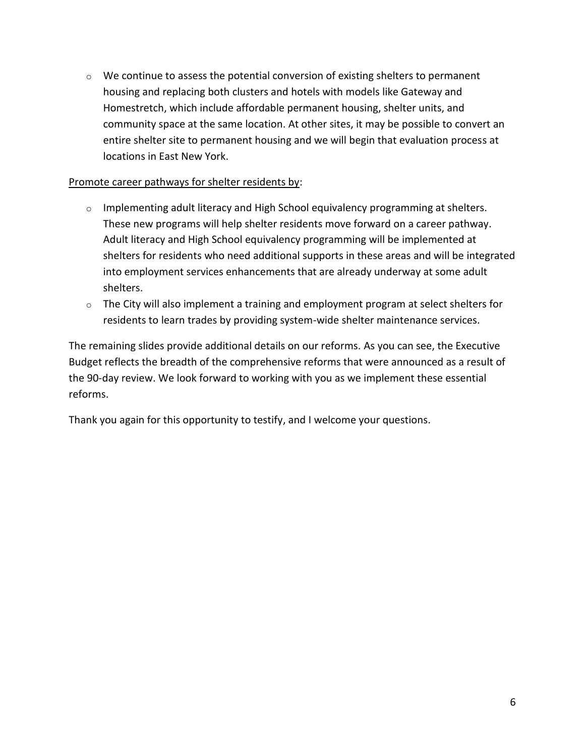- We continue to assess the potential conversion of existing shelters to permanent housing and replacing both clusters and hotels with models like Gateway and Homestretch, which include affordable permanent housing, shelter units, and community space at the same location. At other sites, it may be possible to convert an entire shelter site to permanent housing and we will begin that evaluation process at locations in East New York.

<u>Promote career pathways for shelter residents by</u>:

- Implementing adult literacy and High School equivalency programming at shelters. These new programs will help shelter residents move forward on a career pathway. Adult literacy and High School equivalency programming will be implemented at shelters for residents who need additional supports in these areas and will be integrated into employment services enhancements that are already underway at some adult shelters.
- The City will also implement a training and employment program at select shelters for residents to learn trades by providing system-wide shelter maintenance services.

The remaining slides provide additional details on our reforms. As you can see, the Executive Budget reflects the breadth of the comprehensive reforms that were announced as a result of the 90-day review. We look forward to working with you as we implement these essential reforms.

Thank you again for this opportunity to testify, and I welcome your questions.